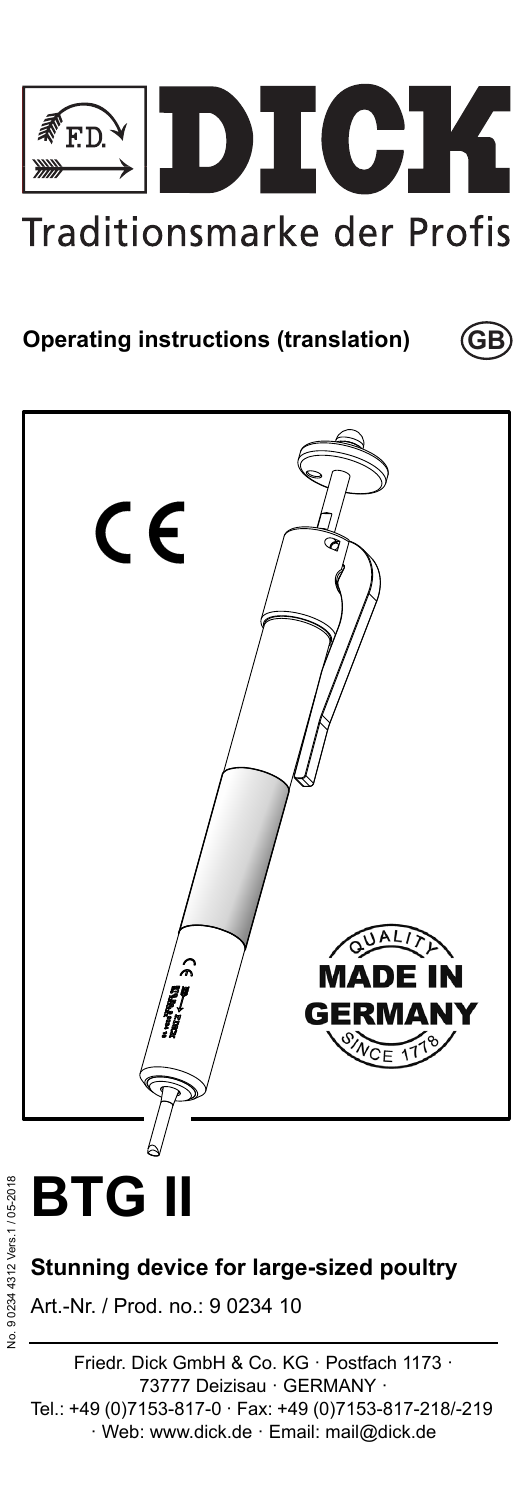# DICK

Traditionsmarke der Profis

**Operating instructions (translation)** GB

CE

QUALITY MADE IN GERMANY SINCE 1778

# BTG II

**Stunning device for large-sized poultry**

Art.-Nr. / Prod. no.: 9 0234 10

No. 9 0234 4312 Vers.1 / 05-2018

Friedr. Dick GmbH & Co. KG · Postfach 1173 · 73777 Deizisau · GERMANY · Tel.: +49 (0)7153-817-0 · Fax: +49 (0)7153-817-218/-219 · Web: www.dick.de · Email: mail@dick.de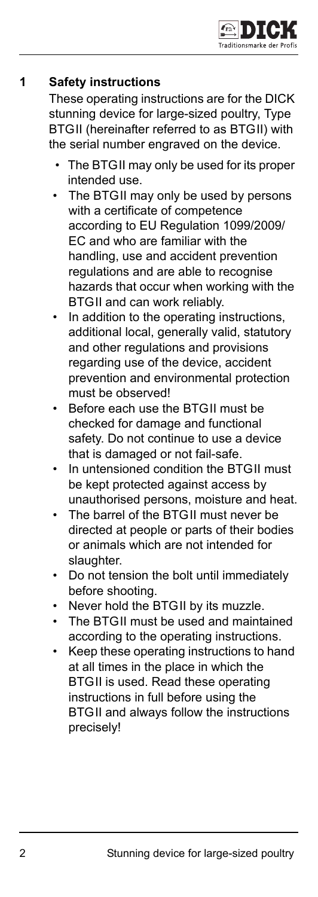# 1 Safety instructions

These operating instructions are for the DICK stunning device for large-sized poultry, Type BTGII (hereinafter referred to as BTGII) with the serial number engraved on the device.

- The BTGII may only be used for its proper intended use.
- The BTGII may only be used by persons with a certificate of competence according to EU Regulation 1099/2009/EC and who are familiar with the handling, use and accident prevention regulations and are able to recognise hazards that occur when working with the BTGII and can work reliably.
- In addition to the operating instructions, additional local, generally valid, statutory and other regulations and provisions regarding use of the device, accident prevention and environmental protection must be observed!
- Before each use the BTGII must be checked for damage and functional safety. Do not continue to use a device that is damaged or not fail-safe.
- In untensioned condition the BTGII must be kept protected against access by unauthorised persons, moisture and heat.
- The barrel of the BTGII must never be directed at people or parts of their bodies or animals which are not intended for slaughter.
- Do not tension the bolt until immediately before shooting.
- Never hold the BTGII by its muzzle.
- The BTGII must be used and maintained according to the operating instructions.
- Keep these operating instructions to hand at all times in the place in which the BTGII is used. Read these operating instructions in full before using the BTGII and always follow the instructions precisely!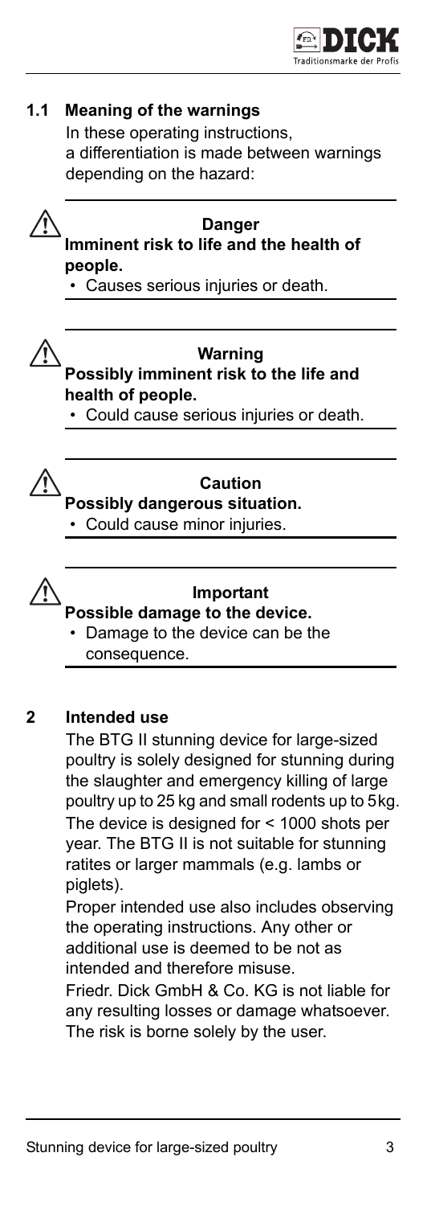## 1.1 Meaning of the warnings

In these operating instructions, a differentiation is made between warnings depending on the hazard:

---

⚠ **Danger**

**Imminent risk to life and the health of people.**

- Causes serious injuries or death.

---

⚠ **Warning**

**Possibly imminent risk to the life and health of people.**

- Could cause serious injuries or death.

---

⚠ **Caution**

**Possibly dangerous situation.**

- Could cause minor injuries.

---

⚠ **Important**

**Possible damage to the device.**

- Damage to the device can be the consequence.

---

# 2 Intended use

The BTG II stunning device for large-sized poultry is solely designed for stunning during the slaughter and emergency killing of large poultry up to 25 kg and small rodents up to 5kg. The device is designed for < 1000 shots per year. The BTG II is not suitable for stunning ratites or larger mammals (e.g. lambs or piglets).

Proper intended use also includes observing the operating instructions. Any other or additional use is deemed to be not as intended and therefore misuse.

Friedr. Dick GmbH & Co. KG is not liable for any resulting losses or damage whatsoever. The risk is borne solely by the user.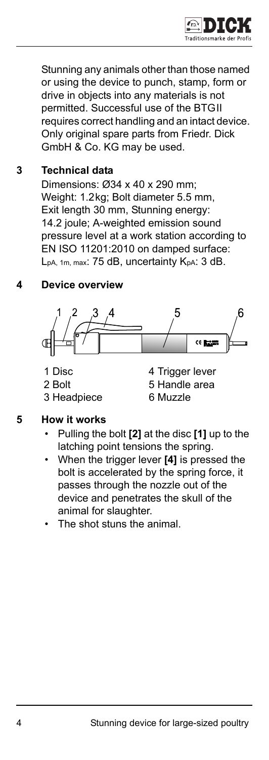Stunning any animals other than those named or using the device to punch, stamp, form or drive in objects into any materials is not permitted. Successful use of the BTGII requires correct handling and an intact device. Only original spare parts from Friedr. Dick GmbH & Co. KG may be used.

## 3 Technical data

Dimensions: Ø34 x 40 x 290 mm; Weight: 1.2kg; Bolt diameter 5.5 mm, Exit length 30 mm, Stunning energy: 14.2 joule; A-weighted emission sound pressure level at a work station according to EN ISO 11201:2010 on damped surface: $L_{pA,\ 1m,\ max}$: 75 dB, uncertainty $K_{pA}$: 3 dB.

## 4 Device overview

1 Disc
2 Bolt
3 Headpiece
4 Trigger lever
5 Handle area
6 Muzzle

## 5 How it works

- Pulling the bolt **[2]** at the disc **[1]** up to the latching point tensions the spring.
- When the trigger lever **[4]** is pressed the bolt is accelerated by the spring force, it passes through the nozzle out of the device and penetrates the skull of the animal for slaughter.
- The shot stuns the animal.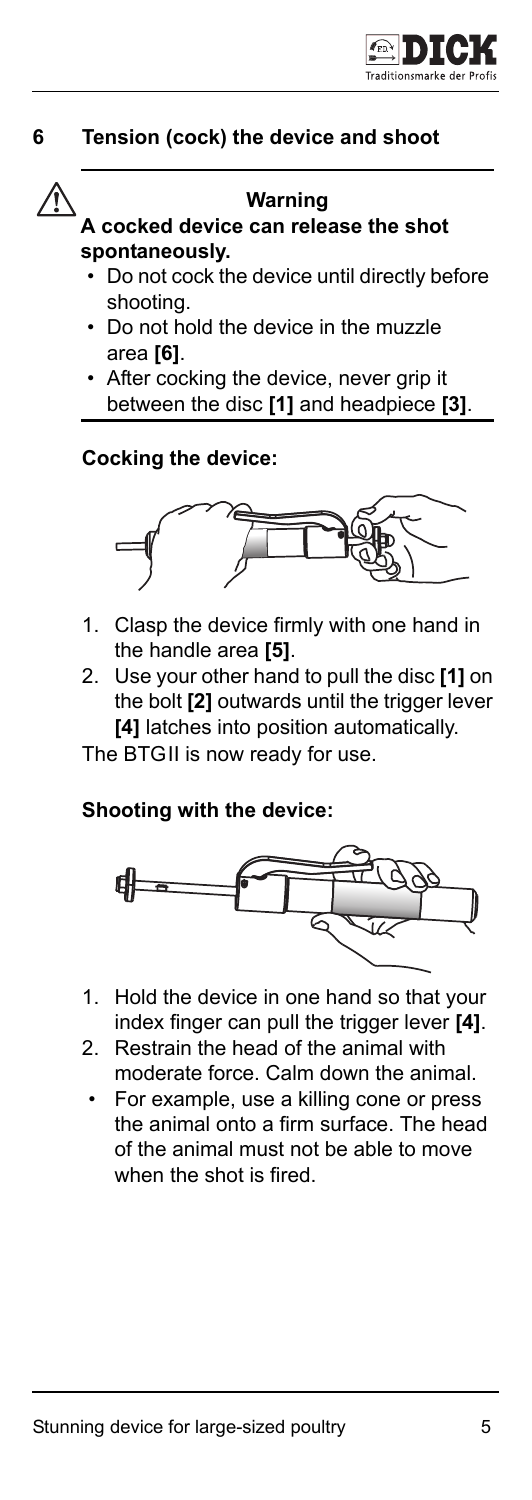## 6 Tension (cock) the device and shoot

⚠ **Warning**

**A cocked device can release the shot spontaneously.**

- Do not cock the device until directly before shooting.
- Do not hold the device in the muzzle area **[6]**.
- After cocking the device, never grip it between the disc **[1]** and headpiece **[3]**.

### Cocking the device:

1. Clasp the device firmly with one hand in the handle area **[5]**.
2. Use your other hand to pull the disc **[1]** on the bolt **[2]** outwards until the trigger lever **[4]** latches into position automatically.

The BTGII is now ready for use.

### Shooting with the device:

1. Hold the device in one hand so that your index finger can pull the trigger lever **[4]**.
2. Restrain the head of the animal with moderate force. Calm down the animal.

- For example, use a killing cone or press the animal onto a firm surface. The head of the animal must not be able to move when the shot is fired.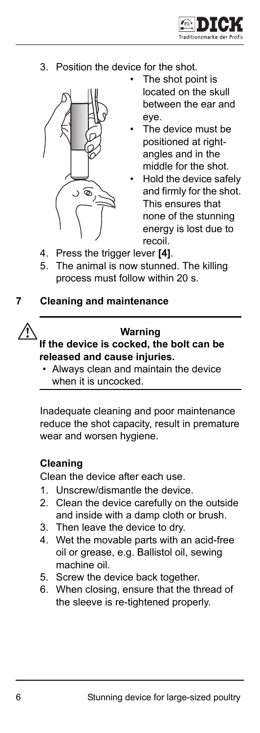3. Position the device for the shot.
   - The shot point is located on the skull between the ear and eye.
   - The device must be positioned at right-angles and in the middle for the shot.
   - Hold the device safely and firmly for the shot. This ensures that none of the stunning energy is lost due to recoil.
4. Press the trigger lever **[4]**.
5. The animal is now stunned. The killing process must follow within 20 s.

## 7 Cleaning and maintenance

**Warning**

**If the device is cocked, the bolt can be released and cause injuries.**

- Always clean and maintain the device when it is uncocked.

Inadequate cleaning and poor maintenance reduce the shot capacity, result in premature wear and worsen hygiene.

### Cleaning

Clean the device after each use.

1. Unscrew/dismantle the device.
2. Clean the device carefully on the outside and inside with a damp cloth or brush.
3. Then leave the device to dry.
4. Wet the movable parts with an acid-free oil or grease, e.g. Ballistol oil, sewing machine oil.
5. Screw the device back together.
6. When closing, ensure that the thread of the sleeve is re-tightened properly.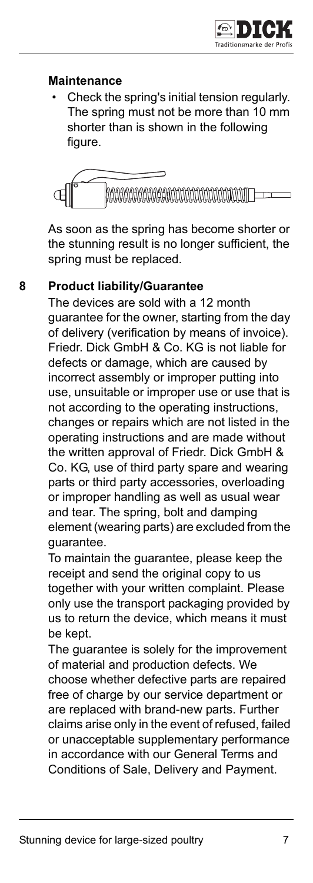### Maintenance

- Check the spring's initial tension regularly. The spring must not be more than 10 mm shorter than is shown in the following figure.

As soon as the spring has become shorter or the stunning result is no longer sufficient, the spring must be replaced.

## 8 Product liability/Guarantee

The devices are sold with a 12 month guarantee for the owner, starting from the day of delivery (verification by means of invoice). Friedr. Dick GmbH & Co. KG is not liable for defects or damage, which are caused by incorrect assembly or improper putting into use, unsuitable or improper use or use that is not according to the operating instructions, changes or repairs which are not listed in the operating instructions and are made without the written approval of Friedr. Dick GmbH & Co. KG, use of third party spare and wearing parts or third party accessories, overloading or improper handling as well as usual wear and tear. The spring, bolt and damping element (wearing parts) are excluded from the guarantee.

To maintain the guarantee, please keep the receipt and send the original copy to us together with your written complaint. Please only use the transport packaging provided by us to return the device, which means it must be kept.

The guarantee is solely for the improvement of material and production defects. We choose whether defective parts are repaired free of charge by our service department or are replaced with brand-new parts. Further claims arise only in the event of refused, failed or unacceptable supplementary performance in accordance with our General Terms and Conditions of Sale, Delivery and Payment.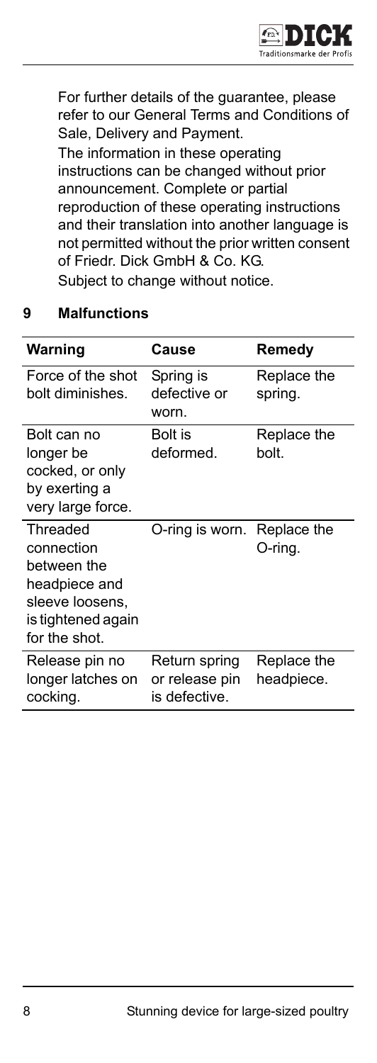For further details of the guarantee, please refer to our General Terms and Conditions of Sale, Delivery and Payment.

The information in these operating instructions can be changed without prior announcement. Complete or partial reproduction of these operating instructions and their translation into another language is not permitted without the prior written consent of Friedr. Dick GmbH & Co. KG.

Subject to change without notice.

## 9 Malfunctions

| Warning | Cause | Remedy |
|---|---|---|
| Force of the shot bolt diminishes. | Spring is defective or worn. | Replace the spring. |
| Bolt can no longer be cocked, or only by exerting a very large force. | Bolt is deformed. | Replace the bolt. |
| Threaded connection between the headpiece and sleeve loosens, is tightened again for the shot. | O-ring is worn. | Replace the O-ring. |
| Release pin no longer latches on cocking. | Return spring or release pin is defective. | Replace the headpiece. |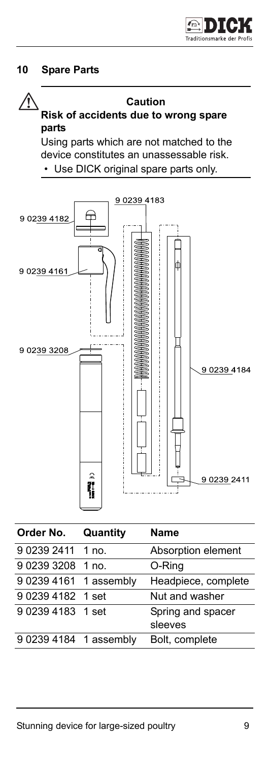## 10 Spare Parts

**Caution**

**Risk of accidents due to wrong spare parts**

Using parts which are not matched to the device constitutes an unassessable risk.

- Use DICK original spare parts only.

| Order No. | Quantity | Name |
|---|---|---|
| 9 0239 2411 | 1 no. | Absorption element |
| 9 0239 3208 | 1 no. | O-Ring |
| 9 0239 4161 | 1 assembly | Headpiece, complete |
| 9 0239 4182 | 1 set | Nut and washer |
| 9 0239 4183 | 1 set | Spring and spacer sleeves |
| 9 0239 4184 | 1 assembly | Bolt, complete |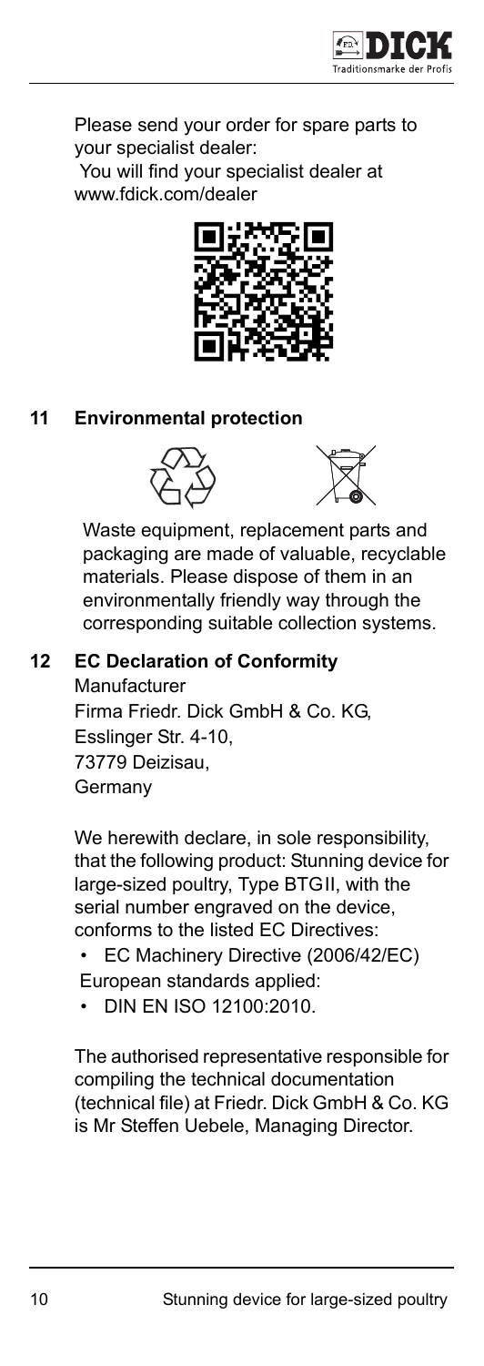Please send your order for spare parts to your specialist dealer:

You will find your specialist dealer at www.fdick.com/dealer

## 11 Environmental protection

Waste equipment, replacement parts and packaging are made of valuable, recyclable materials. Please dispose of them in an environmentally friendly way through the corresponding suitable collection systems.

## 12 EC Declaration of Conformity

Manufacturer
Firma Friedr. Dick GmbH & Co. KG,
Esslinger Str. 4-10,
73779 Deizisau,
Germany

We herewith declare, in sole responsibility, that the following product: Stunning device for large-sized poultry, Type BTGII, with the serial number engraved on the device, conforms to the listed EC Directives:

- EC Machinery Directive (2006/42/EC)

European standards applied:

- DIN EN ISO 12100:2010.

The authorised representative responsible for compiling the technical documentation (technical file) at Friedr. Dick GmbH & Co. KG is Mr Steffen Uebele, Managing Director.